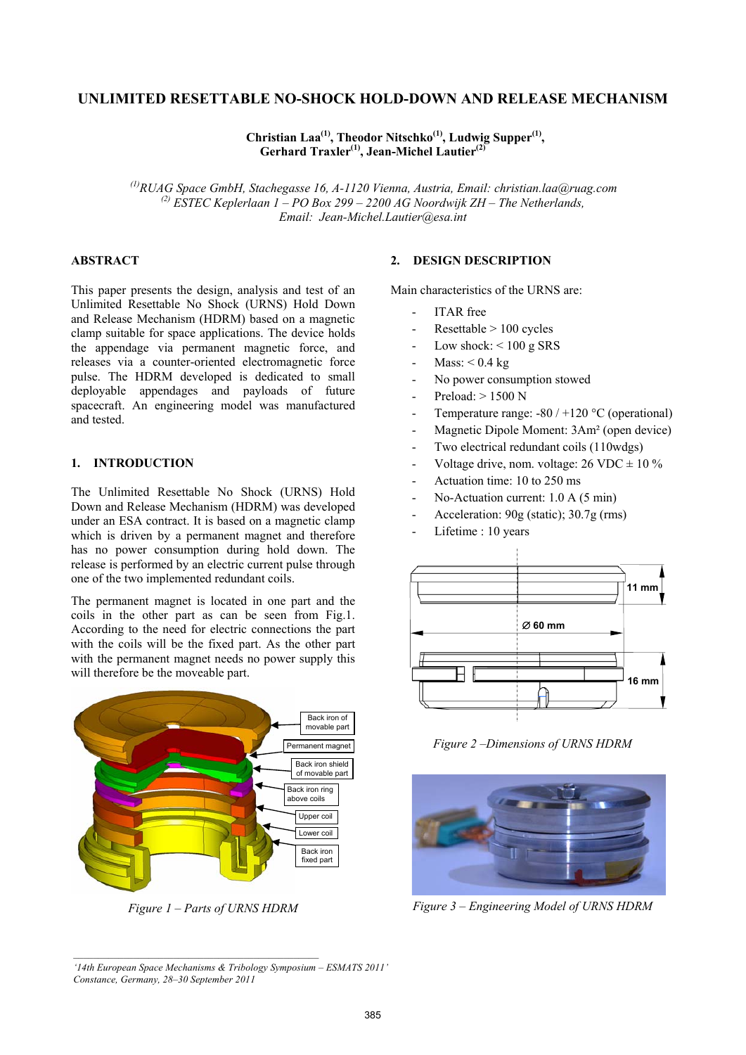# UNLIMITED RESETTABLE NO-SHOCK HOLD-DOWN AND RELEASE MECHANISM

**Christian Laa[(1)], Theodor Nitschko[(1)], Ludwig Supper[(1)], Gerhard Traxler[(1)], Jean-Michel Lautier[(2)]**

*[(1)]RUAG Space GmbH, Stachegasse 16, A-1120 Vienna, Austria, Email: christian.laa@ruag.com*
*[(2)] ESTEC Keplerlaan 1 – PO Box 299 – 2200 AG Noordwijk ZH – The Netherlands, Email: Jean-Michel.Lautier@esa.int*

## ABSTRACT

This paper presents the design, analysis and test of an Unlimited Resettable No Shock (URNS) Hold Down and Release Mechanism (HDRM) based on a magnetic clamp suitable for space applications. The device holds the appendage via permanent magnetic force, and releases via a counter-oriented electromagnetic force pulse. The HDRM developed is dedicated to small deployable appendages and payloads of future spacecraft. An engineering model was manufactured and tested.

## 1. INTRODUCTION

The Unlimited Resettable No Shock (URNS) Hold Down and Release Mechanism (HDRM) was developed under an ESA contract. It is based on a magnetic clamp which is driven by a permanent magnet and therefore has no power consumption during hold down. The release is performed by an electric current pulse through one of the two implemented redundant coils.

The permanent magnet is located in one part and the coils in the other part as can be seen from Fig.1. According to the need for electric connections the part with the coils will be the fixed part. As the other part with the permanent magnet needs no power supply this will therefore be the moveable part.

Back iron of movable part
Permanent magnet
Back iron shield of movable part
Back iron ring above coils
Upper coil
Lower coil
Back iron fixed part

*Figure 1 – Parts of URNS HDRM*

## 2. DESIGN DESCRIPTION

Main characteristics of the URNS are:

- ITAR free
- Resettable > 100 cycles
- Low shock: < 100 g SRS
- Mass: < 0.4 kg
- No power consumption stowed
- Preload: > 1500 N
- Temperature range: -80 / +120 °C (operational)
- Magnetic Dipole Moment: 3Am² (open device)
- Two electrical redundant coils (110wdgs)
- Voltage drive, nom. voltage: 26 VDC ± 10 %
- Actuation time: 10 to 250 ms
- No-Actuation current: 1.0 A (5 min)
- Acceleration: 90g (static); 30.7g (rms)
- Lifetime : 10 years

11 mm
∅ 60 mm
16 mm

*Figure 2 –Dimensions of URNS HDRM*

*Figure 3 – Engineering Model of URNS HDRM*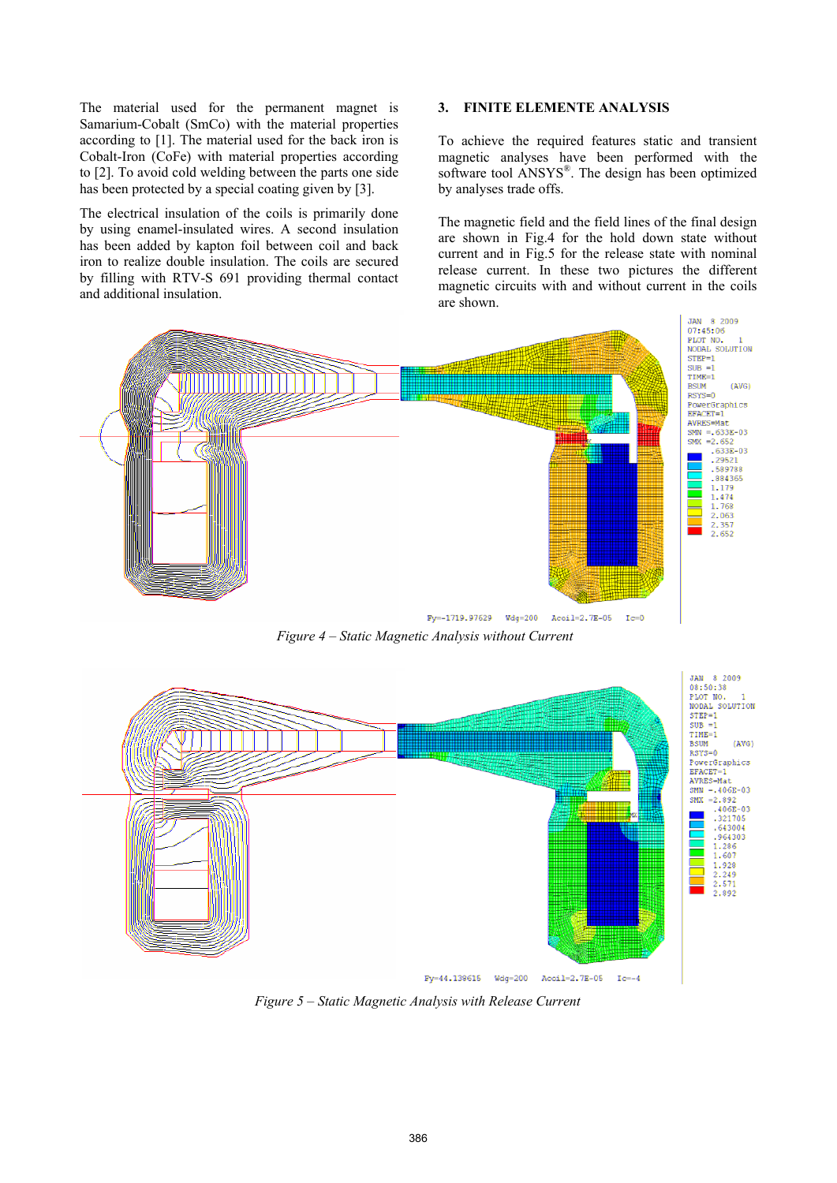The material used for the permanent magnet is Samarium-Cobalt (SmCo) with the material properties according to [1]. The material used for the back iron is Cobalt-Iron (CoFe) with material properties according to [2]. To avoid cold welding between the parts one side has been protected by a special coating given by [3].

The electrical insulation of the coils is primarily done by using enamel-insulated wires. A second insulation has been added by kapton foil between coil and back iron to realize double insulation. The coils are secured by filling with RTV-S 691 providing thermal contact and additional insulation.

## 3. FINITE ELEMENTE ANALYSIS

To achieve the required features static and transient magnetic analyses have been performed with the software tool ANSYS®. The design has been optimized by analyses trade offs.

The magnetic field and the field lines of the final design are shown in Fig.4 for the hold down state without current and in Fig.5 for the release state with nominal release current. In these two pictures the different magnetic circuits with and without current in the coils are shown.

*Figure 4 – Static Magnetic Analysis without Current*

*Figure 5 – Static Magnetic Analysis with Release Current*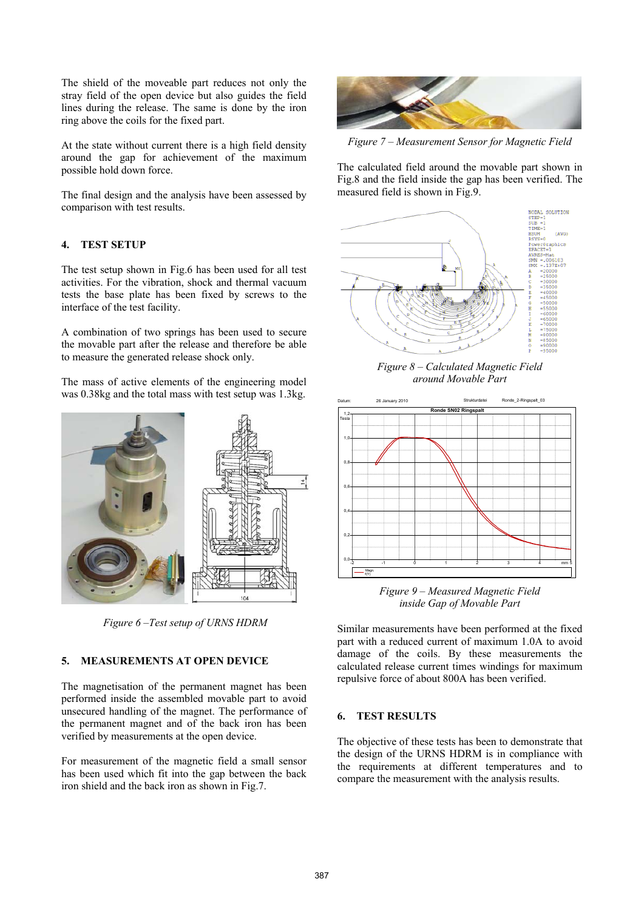The shield of the moveable part reduces not only the stray field of the open device but also guides the field lines during the release. The same is done by the iron ring above the coils for the fixed part.

At the state without current there is a high field density around the gap for achievement of the maximum possible hold down force.

The final design and the analysis have been assessed by comparison with test results.

## 4. TEST SETUP

The test setup shown in Fig.6 has been used for all test activities. For the vibration, shock and thermal vacuum tests the base plate has been fixed by screws to the interface of the test facility.

A combination of two springs has been used to secure the movable part after the release and therefore be able to measure the generated release shock only.

The mass of active elements of the engineering model was 0.38kg and the total mass with test setup was 1.3kg.

*Figure 6 –Test setup of URNS HDRM*

## 5. MEASUREMENTS AT OPEN DEVICE

The magnetisation of the permanent magnet has been performed inside the assembled movable part to avoid unsecured handling of the magnet. The performance of the permanent magnet and of the back iron has been verified by measurements at the open device.

For measurement of the magnetic field a small sensor has been used which fit into the gap between the back iron shield and the back iron as shown in Fig.7.

*Figure 7 – Measurement Sensor for Magnetic Field*

The calculated field around the movable part shown in Fig.8 and the field inside the gap has been verified. The measured field is shown in Fig.9.

*Figure 8 – Calculated Magnetic Field around Movable Part*

*Figure 9 – Measured Magnetic Field inside Gap of Movable Part*

Similar measurements have been performed at the fixed part with a reduced current of maximum 1.0A to avoid damage of the coils. By these measurements the calculated release current times windings for maximum repulsive force of about 800A has been verified.

## 6. TEST RESULTS

The objective of these tests has been to demonstrate that the design of the URNS HDRM is in compliance with the requirements at different temperatures and to compare the measurement with the analysis results.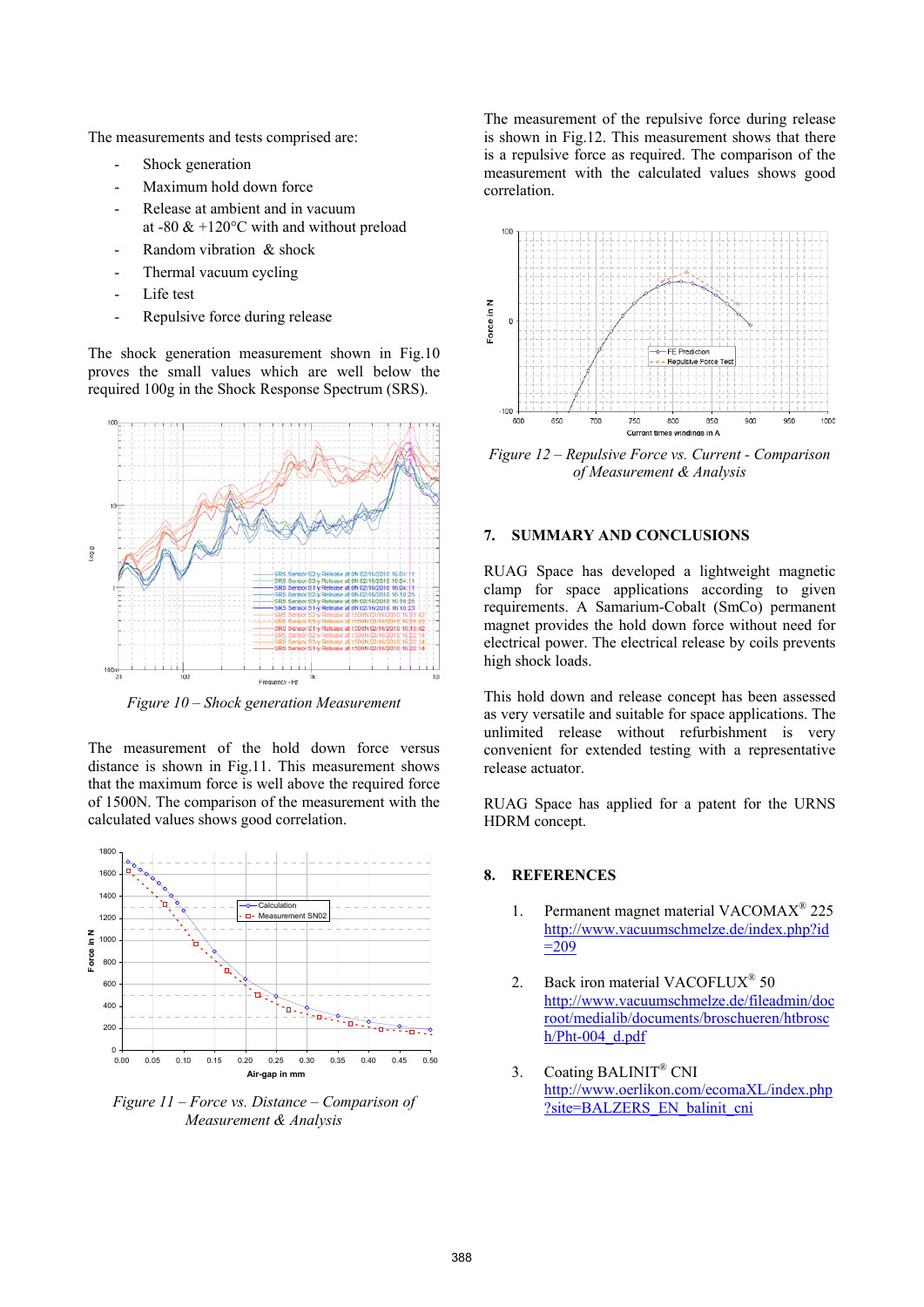The measurements and tests comprised are:

- Shock generation
- Maximum hold down force
- Release at ambient and in vacuum at -80 & +120°C with and without preload
- Random vibration & shock
- Thermal vacuum cycling
- Life test
- Repulsive force during release

The shock generation measurement shown in Fig.10 proves the small values which are well below the required 100g in the Shock Response Spectrum (SRS).

*Figure 10 – Shock generation Measurement*

The measurement of the hold down force versus distance is shown in Fig.11. This measurement shows that the maximum force is well above the required force of 1500N. The comparison of the measurement with the calculated values shows good correlation.

*Figure 11 – Force vs. Distance – Comparison of Measurement & Analysis*

The measurement of the repulsive force during release is shown in Fig.12. This measurement shows that there is a repulsive force as required. The comparison of the measurement with the calculated values shows good correlation.

*Figure 12 – Repulsive Force vs. Current - Comparison of Measurement & Analysis*

## 7. SUMMARY AND CONCLUSIONS

RUAG Space has developed a lightweight magnetic clamp for space applications according to given requirements. A Samarium-Cobalt (SmCo) permanent magnet provides the hold down force without need for electrical power. The electrical release by coils prevents high shock loads.

This hold down and release concept has been assessed as very versatile and suitable for space applications. The unlimited release without refurbishment is very convenient for extended testing with a representative release actuator.

RUAG Space has applied for a patent for the URNS HDRM concept.

## 8. REFERENCES

1. Permanent magnet material VACOMAX® 225 http://www.vacuumschmelze.de/index.php?id=209
2. Back iron material VACOFLUX® 50 http://www.vacuumschmelze.de/fileadmin/docroot/medialib/documents/broschueren/htbrosch/Pht-004_d.pdf
3. Coating BALINIT® CNI http://www.oerlikon.com/ecomaXL/index.php?site=BALZERS_EN_balinit_cni